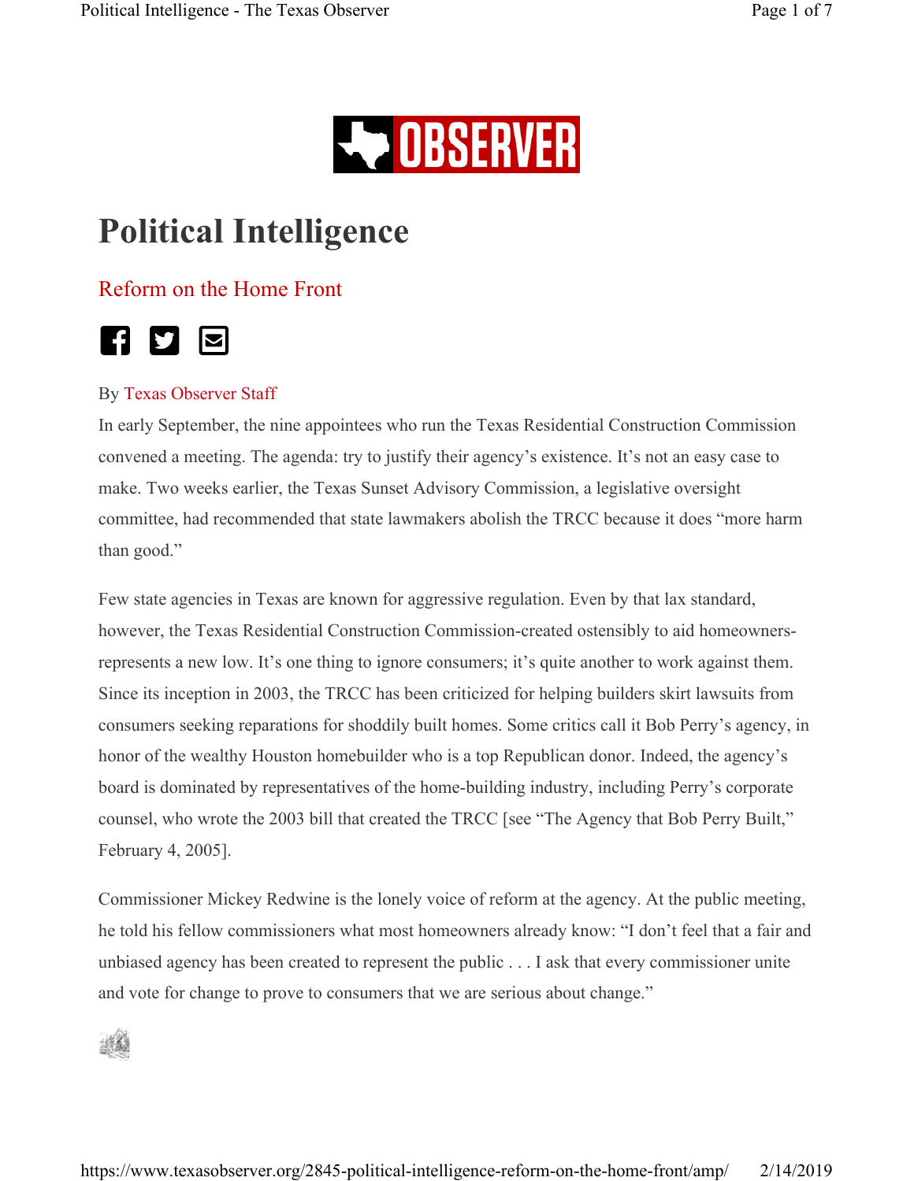# Political Intelligence

## Reform on the Home Front

By Texas Observer Staff

In early September, the nine appointees who run the Texas Residential Construction Commission convened a meeting. The agenda: try to justify their agency's existence. It's not an easy case to make. Two weeks earlier, the Texas Sunset Advisory Commission, a legislative oversight committee, had recommended that state lawmakers abolish the TRCC because it does "more harm than good."

Few state agencies in Texas are known for aggressive regulation. Even by that lax standard, however, the Texas Residential Construction Commission-created ostensibly to aid homeowners-represents a new low. It's one thing to ignore consumers; it's quite another to work against them. Since its inception in 2003, the TRCC has been criticized for helping builders skirt lawsuits from consumers seeking reparations for shoddily built homes. Some critics call it Bob Perry's agency, in honor of the wealthy Houston homebuilder who is a top Republican donor. Indeed, the agency's board is dominated by representatives of the home-building industry, including Perry's corporate counsel, who wrote the 2003 bill that created the TRCC [see "The Agency that Bob Perry Built," February 4, 2005].

Commissioner Mickey Redwine is the lonely voice of reform at the agency. At the public meeting, he told his fellow commissioners what most homeowners already know: "I don't feel that a fair and unbiased agency has been created to represent the public . . . I ask that every commissioner unite and vote for change to prove to consumers that we are serious about change."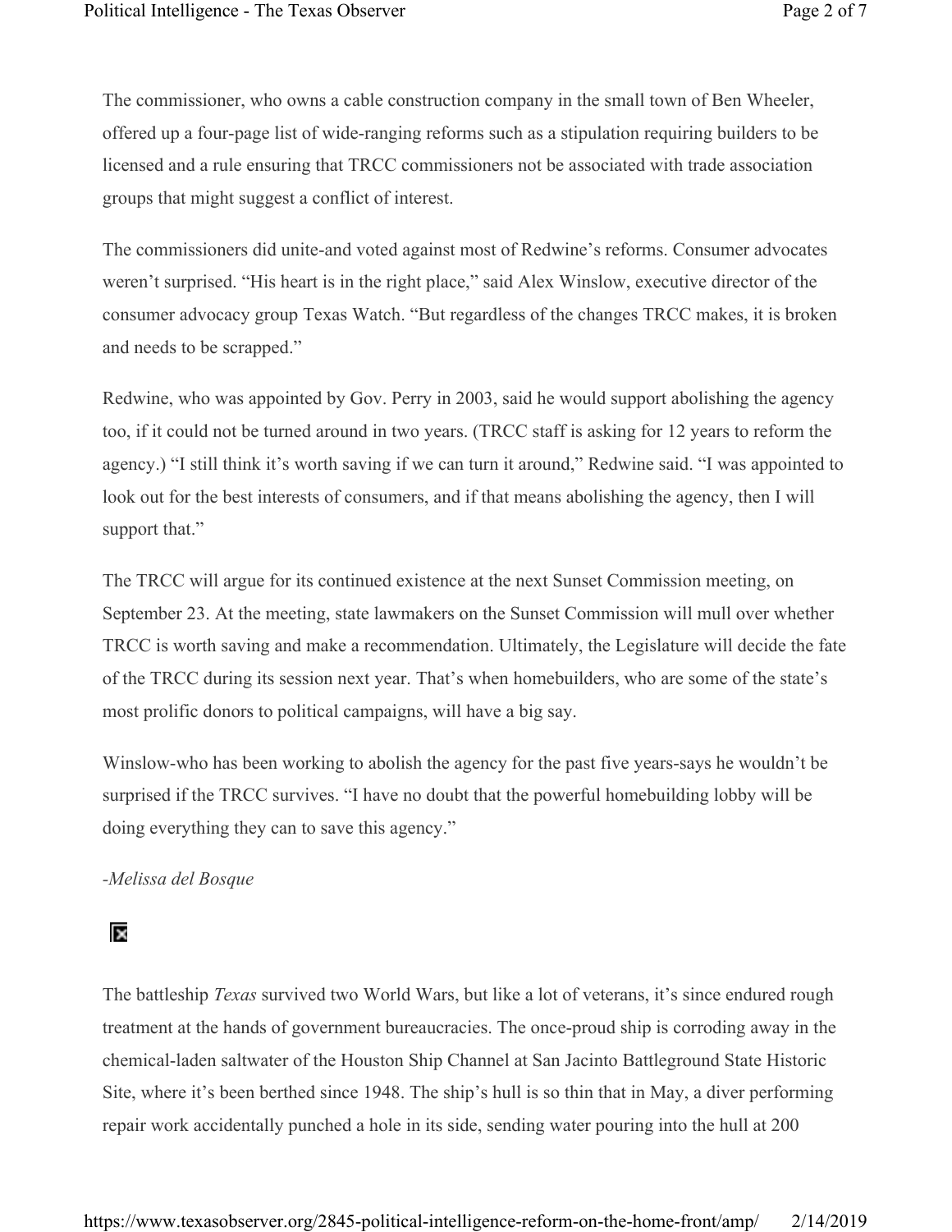The commissioner, who owns a cable construction company in the small town of Ben Wheeler, offered up a four-page list of wide-ranging reforms such as a stipulation requiring builders to be licensed and a rule ensuring that TRCC commissioners not be associated with trade association groups that might suggest a conflict of interest.

The commissioners did unite-and voted against most of Redwine's reforms. Consumer advocates weren't surprised. "His heart is in the right place," said Alex Winslow, executive director of the consumer advocacy group Texas Watch. "But regardless of the changes TRCC makes, it is broken and needs to be scrapped."

Redwine, who was appointed by Gov. Perry in 2003, said he would support abolishing the agency too, if it could not be turned around in two years. (TRCC staff is asking for 12 years to reform the agency.) "I still think it's worth saving if we can turn it around," Redwine said. "I was appointed to look out for the best interests of consumers, and if that means abolishing the agency, then I will support that."

The TRCC will argue for its continued existence at the next Sunset Commission meeting, on September 23. At the meeting, state lawmakers on the Sunset Commission will mull over whether TRCC is worth saving and make a recommendation. Ultimately, the Legislature will decide the fate of the TRCC during its session next year. That's when homebuilders, who are some of the state's most prolific donors to political campaigns, will have a big say.

Winslow-who has been working to abolish the agency for the past five years-says he wouldn't be surprised if the TRCC survives. "I have no doubt that the powerful homebuilding lobby will be doing everything they can to save this agency."

*-Melissa del Bosque*

The battleship *Texas* survived two World Wars, but like a lot of veterans, it's since endured rough treatment at the hands of government bureaucracies. The once-proud ship is corroding away in the chemical-laden saltwater of the Houston Ship Channel at San Jacinto Battleground State Historic Site, where it's been berthed since 1948. The ship's hull is so thin that in May, a diver performing repair work accidentally punched a hole in its side, sending water pouring into the hull at 200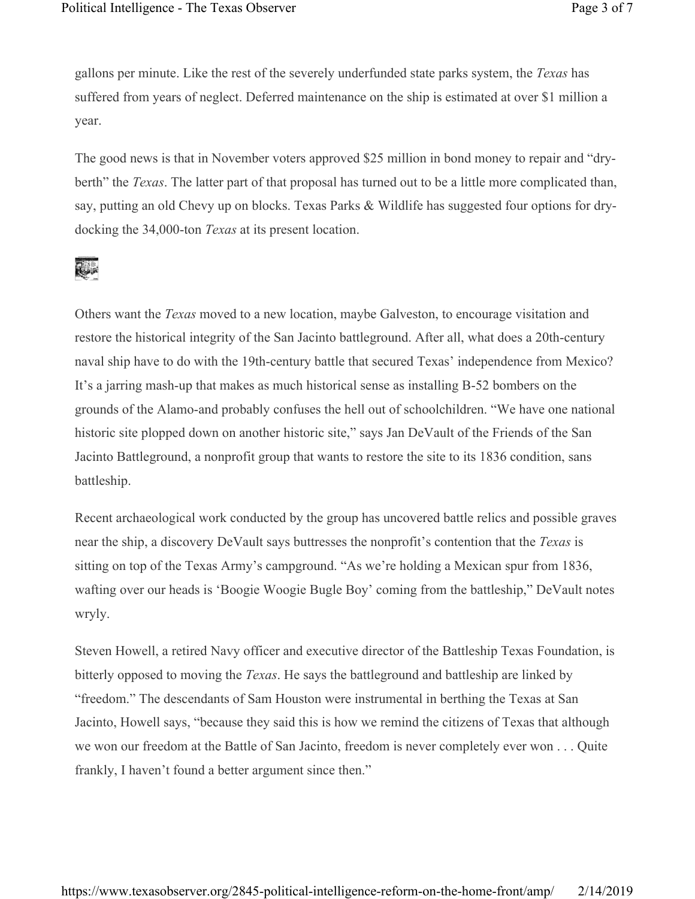gallons per minute. Like the rest of the severely underfunded state parks system, the *Texas* has suffered from years of neglect. Deferred maintenance on the ship is estimated at over $1 million a year.

The good news is that in November voters approved $25 million in bond money to repair and "dry-berth" the *Texas*. The latter part of that proposal has turned out to be a little more complicated than, say, putting an old Chevy up on blocks. Texas Parks & Wildlife has suggested four options for dry-docking the 34,000-ton *Texas* at its present location.

Others want the *Texas* moved to a new location, maybe Galveston, to encourage visitation and restore the historical integrity of the San Jacinto battleground. After all, what does a 20th-century naval ship have to do with the 19th-century battle that secured Texas' independence from Mexico? It's a jarring mash-up that makes as much historical sense as installing B-52 bombers on the grounds of the Alamo-and probably confuses the hell out of schoolchildren. "We have one national historic site plopped down on another historic site," says Jan DeVault of the Friends of the San Jacinto Battleground, a nonprofit group that wants to restore the site to its 1836 condition, sans battleship.

Recent archaeological work conducted by the group has uncovered battle relics and possible graves near the ship, a discovery DeVault says buttresses the nonprofit's contention that the *Texas* is sitting on top of the Texas Army's campground. "As we're holding a Mexican spur from 1836, wafting over our heads is 'Boogie Woogie Bugle Boy' coming from the battleship," DeVault notes wryly.

Steven Howell, a retired Navy officer and executive director of the Battleship Texas Foundation, is bitterly opposed to moving the *Texas*. He says the battleground and battleship are linked by "freedom." The descendants of Sam Houston were instrumental in berthing the Texas at San Jacinto, Howell says, "because they said this is how we remind the citizens of Texas that although we won our freedom at the Battle of San Jacinto, freedom is never completely ever won . . . Quite frankly, I haven't found a better argument since then."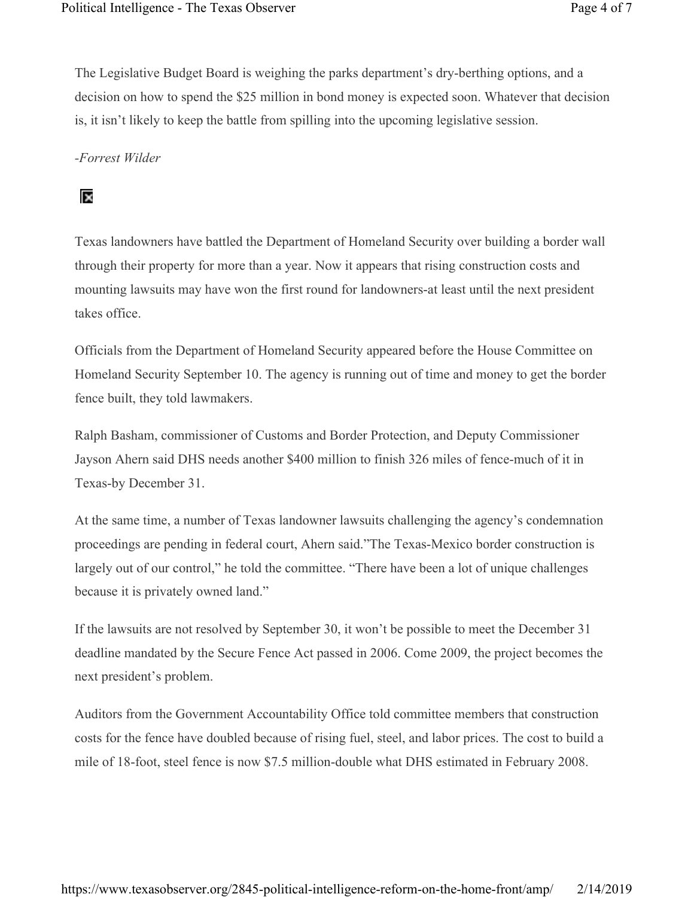The Legislative Budget Board is weighing the parks department's dry-berthing options, and a decision on how to spend the $25 million in bond money is expected soon. Whatever that decision is, it isn't likely to keep the battle from spilling into the upcoming legislative session.

*-Forrest Wilder*

Texas landowners have battled the Department of Homeland Security over building a border wall through their property for more than a year. Now it appears that rising construction costs and mounting lawsuits may have won the first round for landowners-at least until the next president takes office.

Officials from the Department of Homeland Security appeared before the House Committee on Homeland Security September 10. The agency is running out of time and money to get the border fence built, they told lawmakers.

Ralph Basham, commissioner of Customs and Border Protection, and Deputy Commissioner Jayson Ahern said DHS needs another $400 million to finish 326 miles of fence-much of it in Texas-by December 31.

At the same time, a number of Texas landowner lawsuits challenging the agency's condemnation proceedings are pending in federal court, Ahern said."The Texas-Mexico border construction is largely out of our control," he told the committee. "There have been a lot of unique challenges because it is privately owned land."

If the lawsuits are not resolved by September 30, it won't be possible to meet the December 31 deadline mandated by the Secure Fence Act passed in 2006. Come 2009, the project becomes the next president's problem.

Auditors from the Government Accountability Office told committee members that construction costs for the fence have doubled because of rising fuel, steel, and labor prices. The cost to build a mile of 18-foot, steel fence is now $7.5 million-double what DHS estimated in February 2008.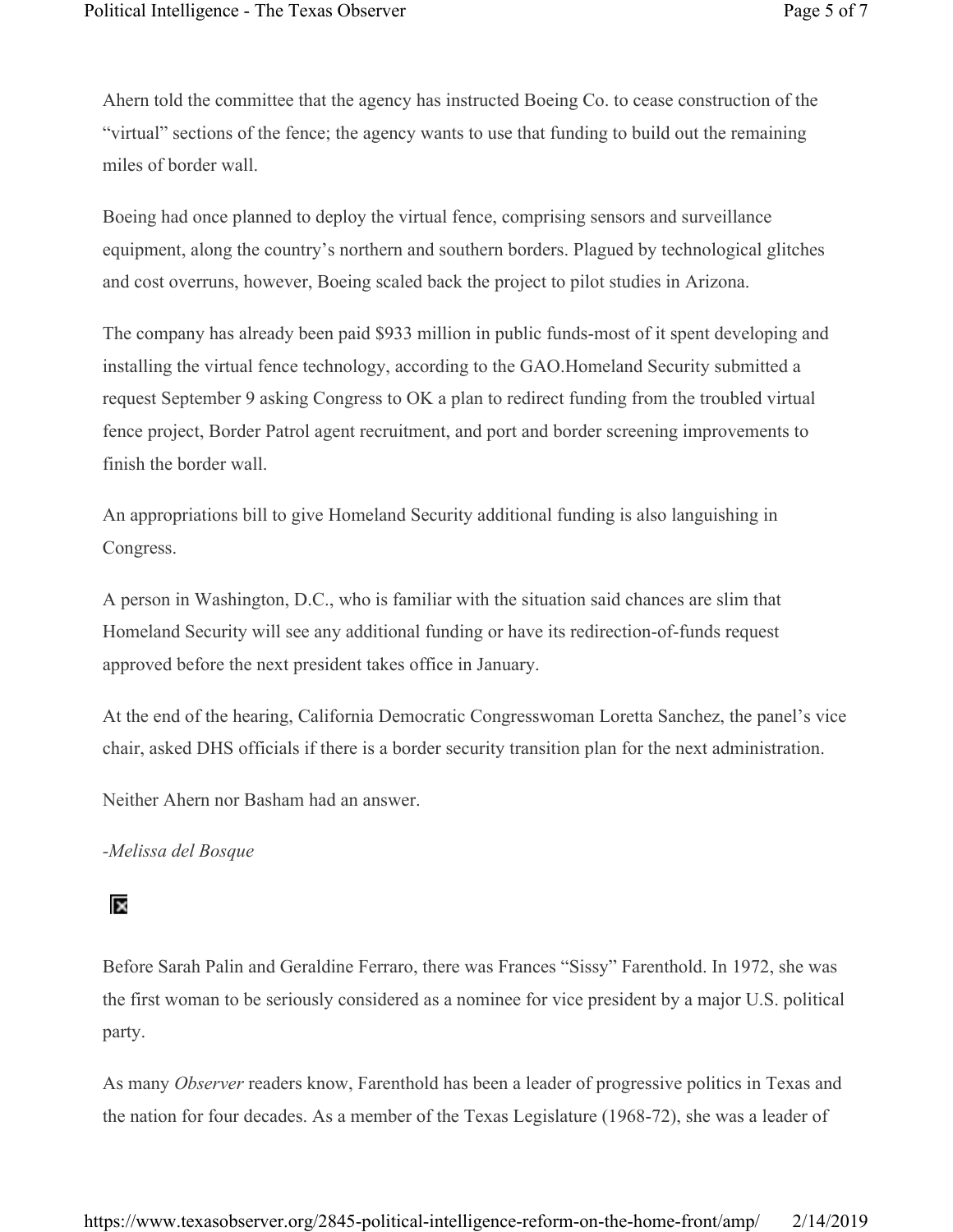Ahern told the committee that the agency has instructed Boeing Co. to cease construction of the "virtual" sections of the fence; the agency wants to use that funding to build out the remaining miles of border wall.

Boeing had once planned to deploy the virtual fence, comprising sensors and surveillance equipment, along the country's northern and southern borders. Plagued by technological glitches and cost overruns, however, Boeing scaled back the project to pilot studies in Arizona.

The company has already been paid $933 million in public funds-most of it spent developing and installing the virtual fence technology, according to the GAO.Homeland Security submitted a request September 9 asking Congress to OK a plan to redirect funding from the troubled virtual fence project, Border Patrol agent recruitment, and port and border screening improvements to finish the border wall.

An appropriations bill to give Homeland Security additional funding is also languishing in Congress.

A person in Washington, D.C., who is familiar with the situation said chances are slim that Homeland Security will see any additional funding or have its redirection-of-funds request approved before the next president takes office in January.

At the end of the hearing, California Democratic Congresswoman Loretta Sanchez, the panel's vice chair, asked DHS officials if there is a border security transition plan for the next administration.

Neither Ahern nor Basham had an answer.

*-Melissa del Bosque*

Before Sarah Palin and Geraldine Ferraro, there was Frances "Sissy" Farenthold. In 1972, she was the first woman to be seriously considered as a nominee for vice president by a major U.S. political party.

As many *Observer* readers know, Farenthold has been a leader of progressive politics in Texas and the nation for four decades. As a member of the Texas Legislature (1968-72), she was a leader of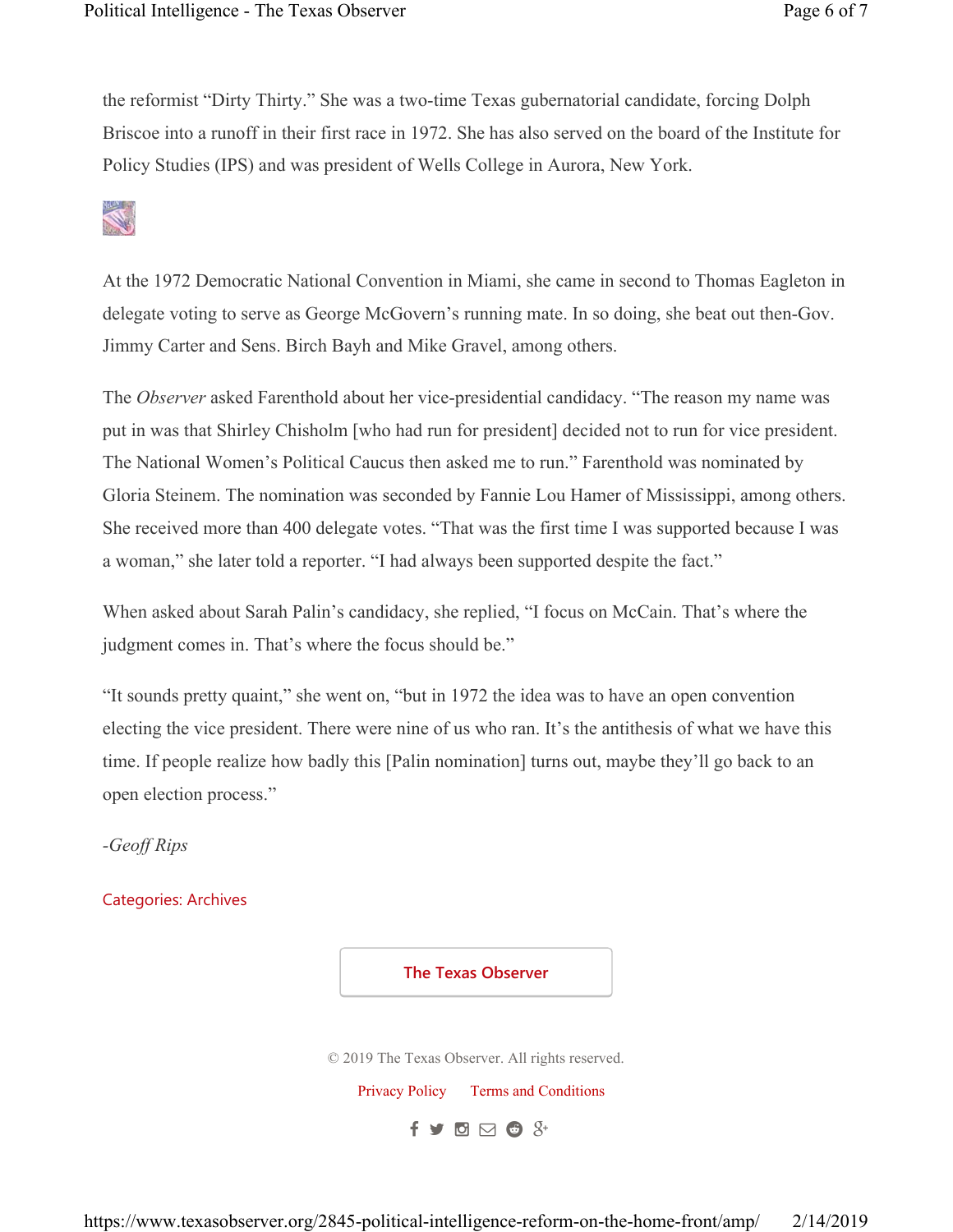the reformist “Dirty Thirty.” She was a two-time Texas gubernatorial candidate, forcing Dolph Briscoe into a runoff in their first race in 1972. She has also served on the board of the Institute for Policy Studies (IPS) and was president of Wells College in Aurora, New York.

At the 1972 Democratic National Convention in Miami, she came in second to Thomas Eagleton in delegate voting to serve as George McGovern’s running mate. In so doing, she beat out then-Gov. Jimmy Carter and Sens. Birch Bayh and Mike Gravel, among others.

The *Observer* asked Farenthold about her vice-presidential candidacy. “The reason my name was put in was that Shirley Chisholm [who had run for president] decided not to run for vice president. The National Women’s Political Caucus then asked me to run.” Farenthold was nominated by Gloria Steinem. The nomination was seconded by Fannie Lou Hamer of Mississippi, among others. She received more than 400 delegate votes. “That was the first time I was supported because I was a woman,” she later told a reporter. “I had always been supported despite the fact.”

When asked about Sarah Palin’s candidacy, she replied, “I focus on McCain. That’s where the judgment comes in. That’s where the focus should be.”

“It sounds pretty quaint,” she went on, “but in 1972 the idea was to have an open convention electing the vice president. There were nine of us who ran. It’s the antithesis of what we have this time. If people realize how badly this [Palin nomination] turns out, maybe they’ll go back to an open election process.”

*-Geoff Rips*

Categories: Archives

The Texas Observer

© 2019 The Texas Observer. All rights reserved.

Privacy Policy Terms and Conditions